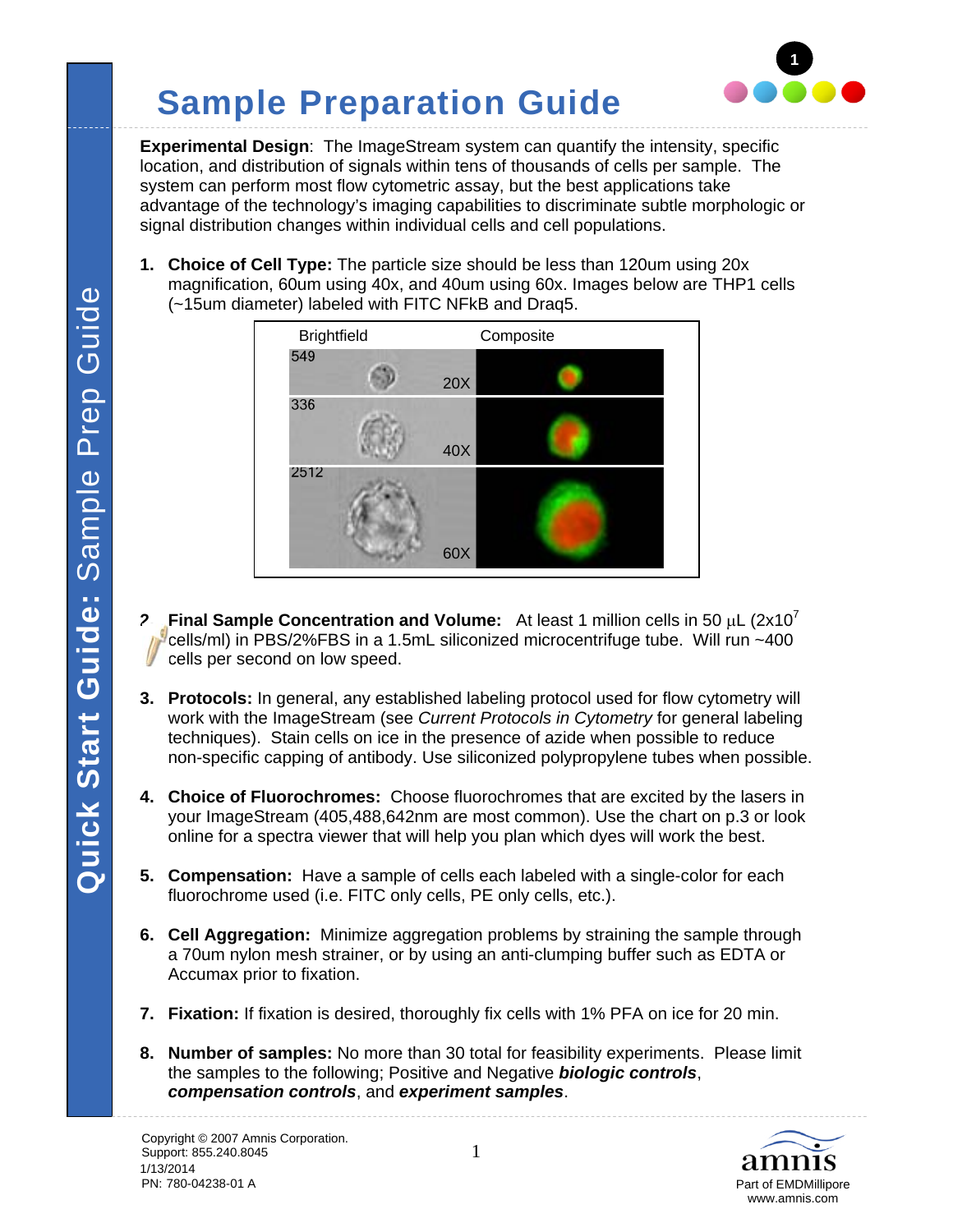# Sample Preparation Guide

**Experimental Design**: The ImageStream system can quantify the intensity, specific location, and distribution of signals within tens of thousands of cells per sample. The system can perform most flow cytometric assay, but the best applications take advantage of the technology's imaging capabilities to discriminate subtle morphologic or signal distribution changes within individual cells and cell populations.

1. **Choice of Cell Type:** The particle size should be less than 120um using 20x magnification, 60um using 40x, and 40um using 60x. Images below are THP1 cells (~15um diameter) labeled with FITC NFkB and Draq5.

2. **Final Sample Concentration and Volume:** At least 1 million cells in 50 µL ($2x10^7$ cells/ml) in PBS/2%FBS in a 1.5mL siliconized microcentrifuge tube. Will run ~400 cells per second on low speed.

3. **Protocols:** In general, any established labeling protocol used for flow cytometry will work with the ImageStream (see *Current Protocols in Cytometry* for general labeling techniques). Stain cells on ice in the presence of azide when possible to reduce non-specific capping of antibody. Use siliconized polypropylene tubes when possible.

4. **Choice of Fluorochromes:** Choose fluorochromes that are excited by the lasers in your ImageStream (405,488,642nm are most common). Use the chart on p.3 or look online for a spectra viewer that will help you plan which dyes will work the best.

5. **Compensation:** Have a sample of cells each labeled with a single-color for each fluorochrome used (i.e. FITC only cells, PE only cells, etc.).

6. **Cell Aggregation:** Minimize aggregation problems by straining the sample through a 70um nylon mesh strainer, or by using an anti-clumping buffer such as EDTA or Accumax prior to fixation.

7. **Fixation:** If fixation is desired, thoroughly fix cells with 1% PFA on ice for 20 min.

8. **Number of samples:** No more than 30 total for feasibility experiments. Please limit the samples to the following; Positive and Negative ***biologic controls***, ***compensation controls***, and ***experiment samples***.

Copyright © 2007 Amnis Corporation.
Support: 855.240.8045
1/13/2014
PN: 780-04238-01 A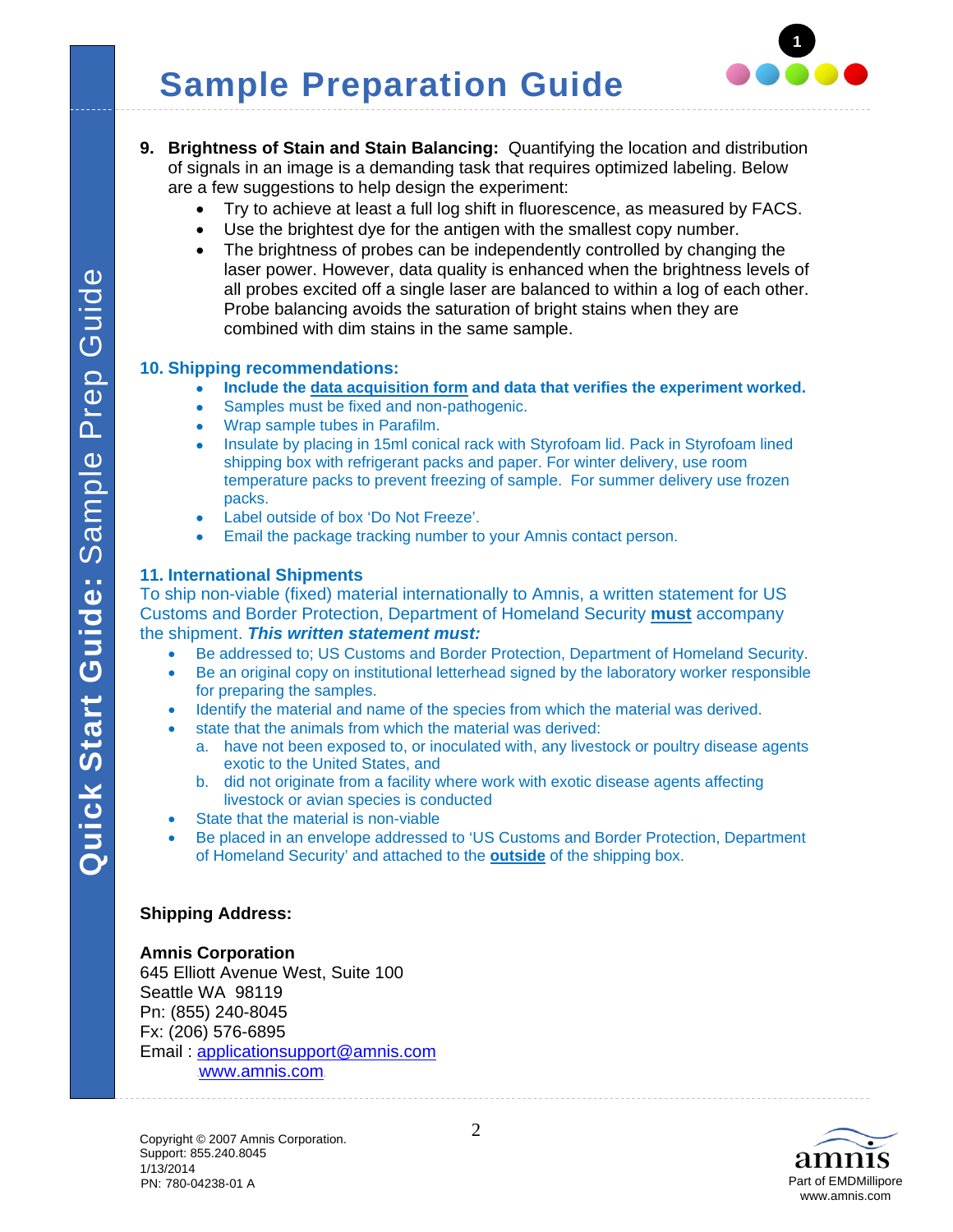9. **Brightness of Stain and Stain Balancing:** Quantifying the location and distribution of signals in an image is a demanding task that requires optimized labeling. Below are a few suggestions to help design the experiment:
   - Try to achieve at least a full log shift in fluorescence, as measured by FACS.
   - Use the brightest dye for the antigen with the smallest copy number.
   - The brightness of probes can be independently controlled by changing the laser power. However, data quality is enhanced when the brightness levels of all probes excited off a single laser are balanced to within a log of each other. Probe balancing avoids the saturation of bright stains when they are combined with dim stains in the same sample.

**10. Shipping recommendations:**

- **Include the data acquisition form and data that verifies the experiment worked.**
- Samples must be fixed and non-pathogenic.
- Wrap sample tubes in Parafilm.
- Insulate by placing in 15ml conical rack with Styrofoam lid. Pack in Styrofoam lined shipping box with refrigerant packs and paper. For winter delivery, use room temperature packs to prevent freezing of sample. For summer delivery use frozen packs.
- Label outside of box 'Do Not Freeze'.
- Email the package tracking number to your Amnis contact person.

**11. International Shipments**

To ship non-viable (fixed) material internationally to Amnis, a written statement for US Customs and Border Protection, Department of Homeland Security **must** accompany the shipment. ***This written statement must:***

- Be addressed to; US Customs and Border Protection, Department of Homeland Security.
- Be an original copy on institutional letterhead signed by the laboratory worker responsible for preparing the samples.
- Identify the material and name of the species from which the material was derived.
- state that the animals from which the material was derived:
  a. have not been exposed to, or inoculated with, any livestock or poultry disease agents exotic to the United States, and
  b. did not originate from a facility where work with exotic disease agents affecting livestock or avian species is conducted
- State that the material is non-viable
- Be placed in an envelope addressed to 'US Customs and Border Protection, Department of Homeland Security' and attached to the **outside** of the shipping box.

**Shipping Address:**

**Amnis Corporation**
645 Elliott Avenue West, Suite 100
Seattle WA 98119
Pn: (855) 240-8045
Fx: (206) 576-6895
Email : applicationsupport@amnis.com
www.amnis.com

Copyright © 2007 Amnis Corporation.
Support: 855.240.8045
1/13/2014
PN: 780-04238-01 A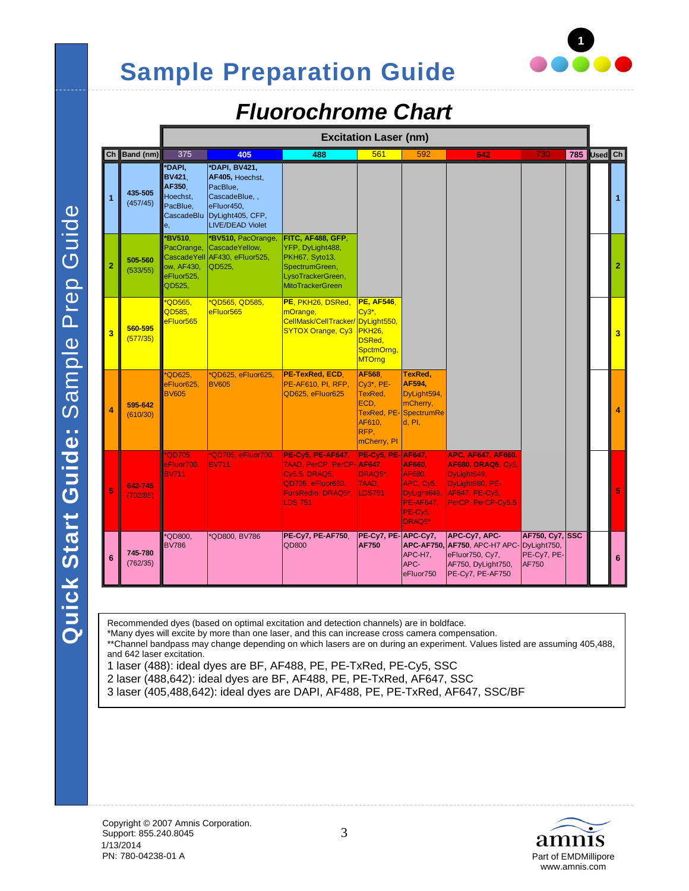# Sample Preparation Guide

## *Fluorochrome Chart*

| Ch | Band (nm) | Excitation Laser (nm): 375 | 405 | 488 | 561 | 592 | 642 | 730 | 785 | Used | Ch |
|---|---|---|---|---|---|---|---|---|---|---|---|
| 1 | 435-505 (457/45) | ***DAPI, BV421, AF350,** Hoechst, PacBlue, CascadeBlue,* | ***DAPI, BV421, AF405,** Hoechst, PacBlue, CascadeBlue, , eFluor450, DyLight405, CFP, LIVE/DEAD Violet* | | | | | | | | 1 |
| 2 | 505-560 (533/55) | ***BV510,** PacOrange, CascadeYellow, AF430, eFluor525, QD525,* | ***BV510,** PacOrange, CascadeYellow, AF430, eFluor525, QD525* | **FITC, AF488, GFP,** YFP, DyLight488, PKH67, Syto13, SpectrumGreen, LysoTrackerGreen, MitoTrackerGreen | | | | | | | 2 |
| 3 | 560-595 (577/35) | *QD565, QD585, eFluor565 | *QD565, QD585, eFluor565 | **PE,** PKH26, DSRed, mOrange, CellMask/CellTracker/ SYTOX Orange, Cy3 | **PE, AF546,** Cy3*, DyLight550, PKH26, DSRed, SpctmOrng, MTOrng | | | | | | 3 |
| 4 | 595-642 (610/30) | *QD625, eFluor625, BV605 | *QD625, eFluor625, BV605 | **PE-TexRed, ECD,** PE-AF610, PI, RFP, QD625, eFluor625 | **AF568,** Cy3*, PE-TexRed, ECD, TexRed, PE-AF610, RFP, mCherry, PI | **TexRed, AF594,** DyLight594, mCherry, SpectrumRed, PI, | | | | | 4 |
| 5 | 642-745 (702/85) | *QD705, eFluor700, BV711 | *QD705, eFluor700, BV711 | **PE-Cy5, PE-AF647,** 7AAD, PerCP, PerCP-Cy5.5, DRAQ5, QD705, eFluor650, FuraRedio, DRAQ5*, LDS 751 | **PE-Cy5, PE-AF647,** DRAQ5*, 7AAD, LDS751 | **AF647, AF660,** AF680, APC, Cy5, DyLight649, PE-AF647, PE-Cy5, DRAQ5* | **APC, AF647, AF660, AF680, DRAQ5,** Cy5, DyLight649, DyLight680, PE-AF647, PE-Cy5, PerCP, PerCP-Cy5.5 | | | | 5 |
| 6 | 745-780 (762/35) | *QD800, BV786 | *QD800, BV786 | **PE-Cy7, PE-AF750,** QD800 | **PE-Cy7, PE-AF750** | **APC-Cy7, APC-AF750,** APC-H7, APC-eFluor750 | **APC-Cy7, APC-AF750,** APC-H7 APC-eFluor750, Cy7, AF750, DyLight750, PE-Cy7, PE-AF750 | **AF750, Cy7,** DyLight750, PE-Cy7, PE-AF750 | **SSC** | | 6 |

Recommended dyes (based on optimal excitation and detection channels) are in boldface.
*Many dyes will excite by more than one laser, and this can increase cross camera compensation.
**Channel bandpass may change depending on which lasers are on during an experiment. Values listed are assuming 405,488, and 642 laser excitation.
1 laser (488): ideal dyes are BF, AF488, PE, PE-TxRed, PE-Cy5, SSC
2 laser (488,642): ideal dyes are BF, AF488, PE, PE-TxRed, AF647, SSC
3 laser (405,488,642): ideal dyes are DAPI, AF488, PE, PE-TxRed, AF647, SSC/BF

Copyright © 2007 Amnis Corporation.
Support: 855.240.8045
1/13/2014
PN: 780-04238-01 A

amnis
Part of EMDMillipore
www.amnis.com